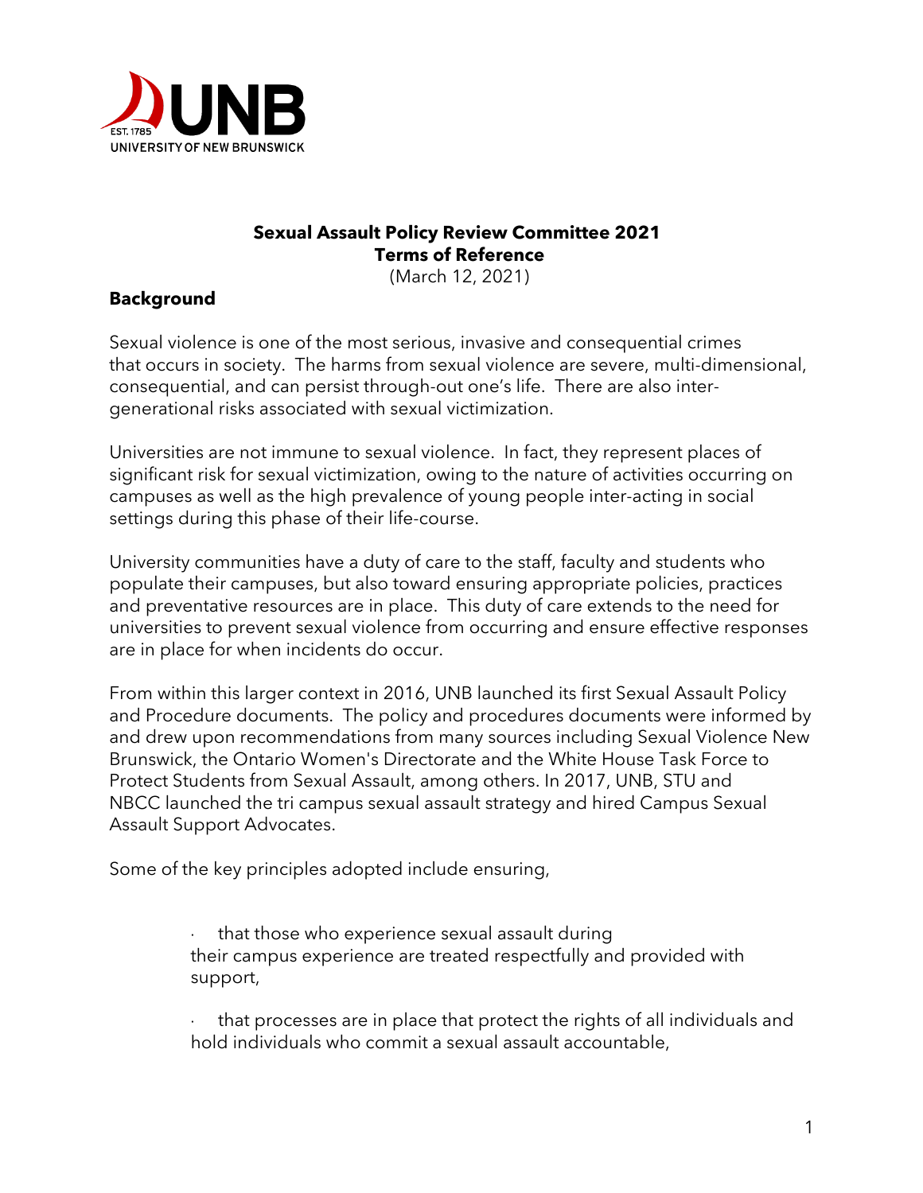**Sexual Assault Policy Review Committee 2021**
**Terms of Reference**
(March 12, 2021)

## Background

Sexual violence is one of the most serious, invasive and consequential crimes that occurs in society. The harms from sexual violence are severe, multi-dimensional, consequential, and can persist through-out one's life. There are also inter-generational risks associated with sexual victimization.

Universities are not immune to sexual violence. In fact, they represent places of significant risk for sexual victimization, owing to the nature of activities occurring on campuses as well as the high prevalence of young people inter-acting in social settings during this phase of their life-course.

University communities have a duty of care to the staff, faculty and students who populate their campuses, but also toward ensuring appropriate policies, practices and preventative resources are in place. This duty of care extends to the need for universities to prevent sexual violence from occurring and ensure effective responses are in place for when incidents do occur.

From within this larger context in 2016, UNB launched its first Sexual Assault Policy and Procedure documents. The policy and procedures documents were informed by and drew upon recommendations from many sources including Sexual Violence New Brunswick, the Ontario Women's Directorate and the White House Task Force to Protect Students from Sexual Assault, among others. In 2017, UNB, STU and NBCC launched the tri campus sexual assault strategy and hired Campus Sexual Assault Support Advocates.

Some of the key principles adopted include ensuring,

- that those who experience sexual assault during their campus experience are treated respectfully and provided with support,
- that processes are in place that protect the rights of all individuals and hold individuals who commit a sexual assault accountable,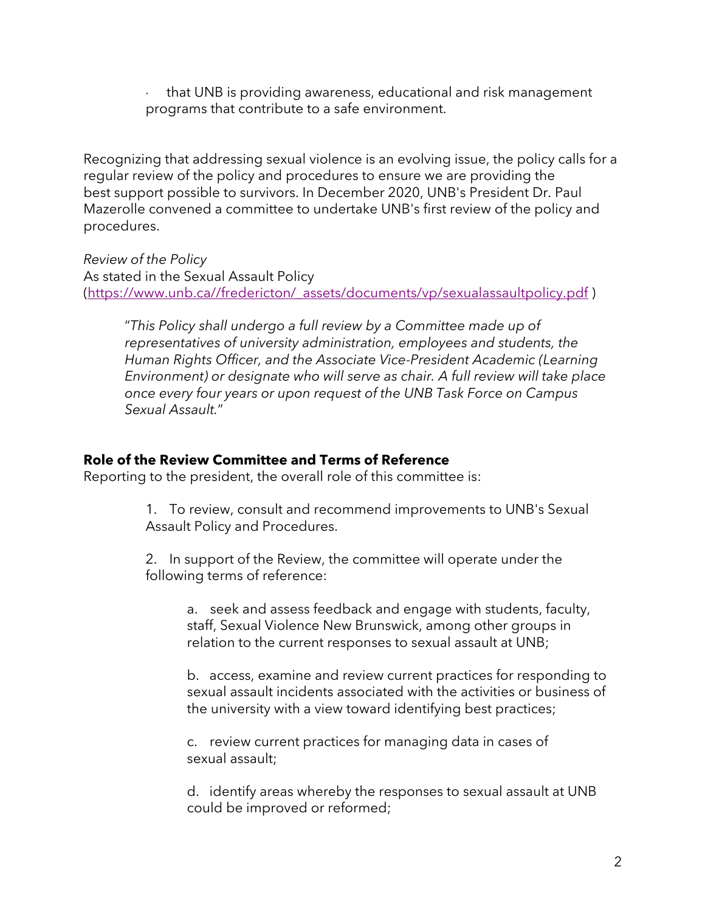- that UNB is providing awareness, educational and risk management programs that contribute to a safe environment.

Recognizing that addressing sexual violence is an evolving issue, the policy calls for a regular review of the policy and procedures to ensure we are providing the best support possible to survivors. In December 2020, UNB's President Dr. Paul Mazerolle convened a committee to undertake UNB's first review of the policy and procedures.

*Review of the Policy*
As stated in the Sexual Assault Policy (https://www.unb.ca//fredericton/_assets/documents/vp/sexualassaultpolicy.pdf )

> "*This Policy shall undergo a full review by a Committee made up of representatives of university administration, employees and students, the Human Rights Officer, and the Associate Vice-President Academic (Learning Environment) or designate who will serve as chair. A full review will take place once every four years or upon request of the UNB Task Force on Campus Sexual Assault.*"

**Role of the Review Committee and Terms of Reference**
Reporting to the president, the overall role of this committee is:

1. To review, consult and recommend improvements to UNB's Sexual Assault Policy and Procedures.

2. In support of the Review, the committee will operate under the following terms of reference:

    a. seek and assess feedback and engage with students, faculty, staff, Sexual Violence New Brunswick, among other groups in relation to the current responses to sexual assault at UNB;

    b. access, examine and review current practices for responding to sexual assault incidents associated with the activities or business of the university with a view toward identifying best practices;

    c. review current practices for managing data in cases of sexual assault;

    d. identify areas whereby the responses to sexual assault at UNB could be improved or reformed;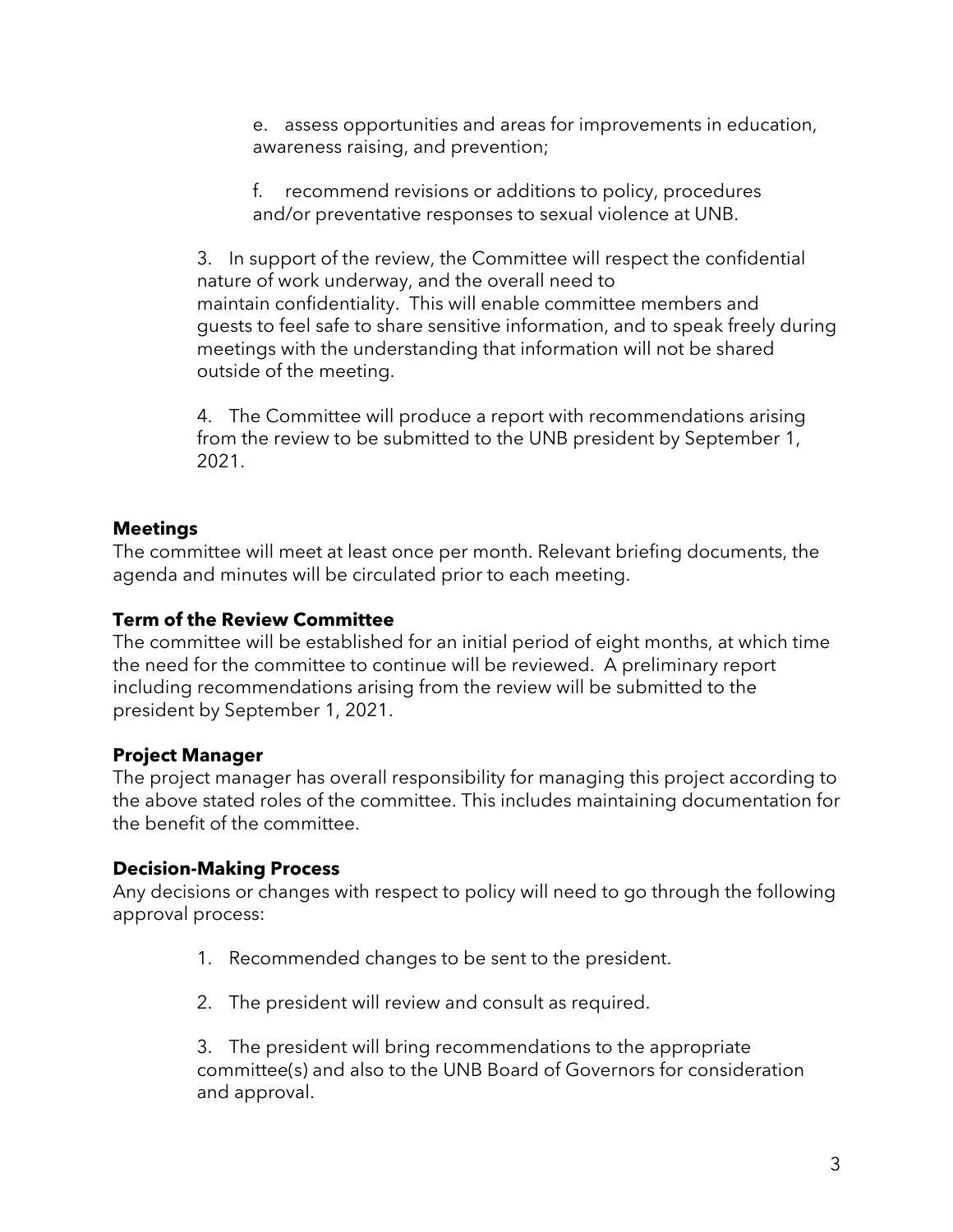e. assess opportunities and areas for improvements in education, awareness raising, and prevention;

f. recommend revisions or additions to policy, procedures and/or preventative responses to sexual violence at UNB.

3. In support of the review, the Committee will respect the confidential nature of work underway, and the overall need to maintain confidentiality. This will enable committee members and guests to feel safe to share sensitive information, and to speak freely during meetings with the understanding that information will not be shared outside of the meeting.

4. The Committee will produce a report with recommendations arising from the review to be submitted to the UNB president by September 1, 2021.

**Meetings**

The committee will meet at least once per month. Relevant briefing documents, the agenda and minutes will be circulated prior to each meeting.

**Term of the Review Committee**

The committee will be established for an initial period of eight months, at which time the need for the committee to continue will be reviewed. A preliminary report including recommendations arising from the review will be submitted to the president by September 1, 2021.

**Project Manager**

The project manager has overall responsibility for managing this project according to the above stated roles of the committee. This includes maintaining documentation for the benefit of the committee.

**Decision-Making Process**

Any decisions or changes with respect to policy will need to go through the following approval process:

1. Recommended changes to be sent to the president.

2. The president will review and consult as required.

3. The president will bring recommendations to the appropriate committee(s) and also to the UNB Board of Governors for consideration and approval.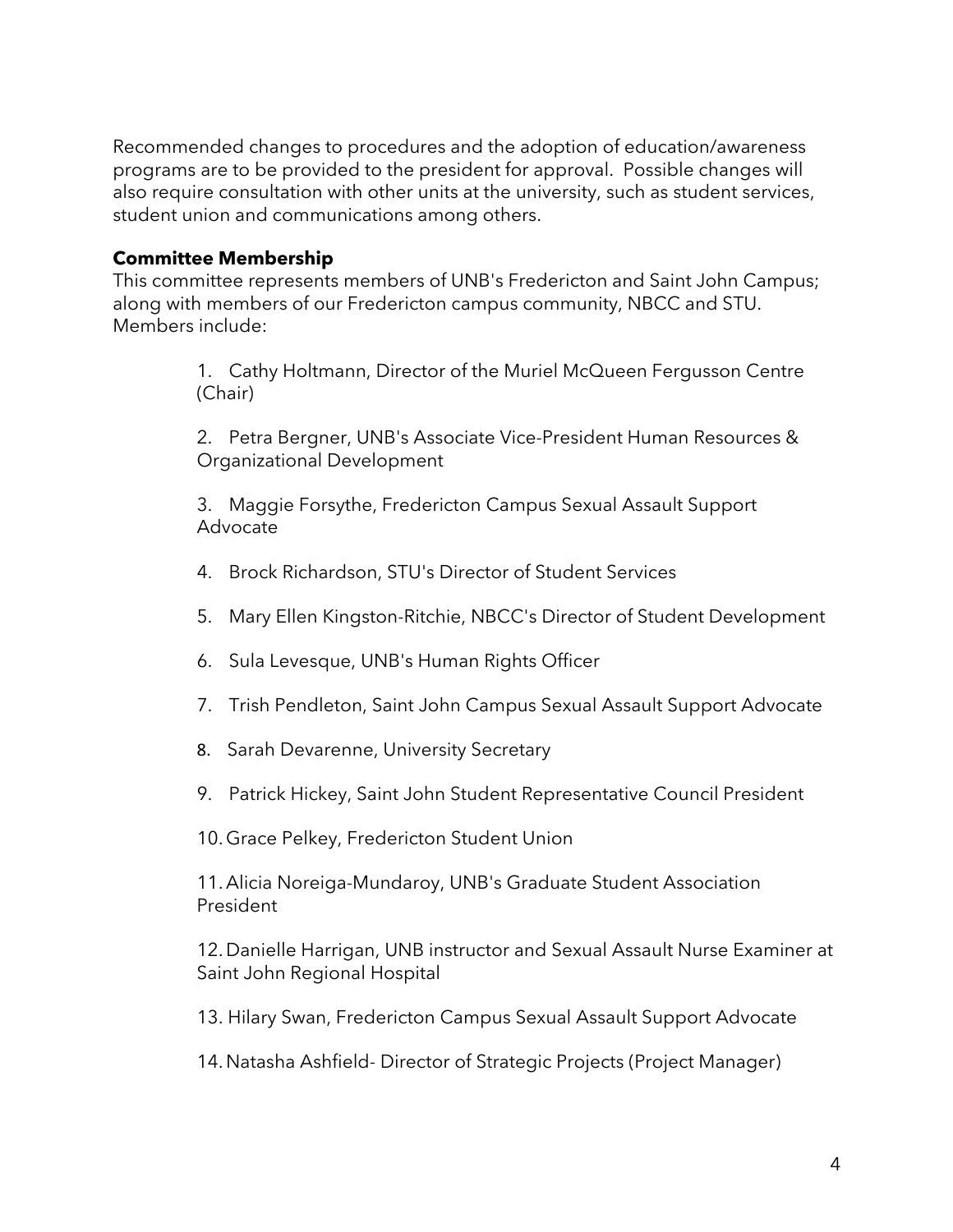Recommended changes to procedures and the adoption of education/awareness programs are to be provided to the president for approval. Possible changes will also require consultation with other units at the university, such as student services, student union and communications among others.

**Committee Membership**
This committee represents members of UNB's Fredericton and Saint John Campus; along with members of our Fredericton campus community, NBCC and STU. Members include:

1. Cathy Holtmann, Director of the Muriel McQueen Fergusson Centre (Chair)
2. Petra Bergner, UNB's Associate Vice-President Human Resources & Organizational Development
3. Maggie Forsythe, Fredericton Campus Sexual Assault Support Advocate
4. Brock Richardson, STU's Director of Student Services
5. Mary Ellen Kingston-Ritchie, NBCC's Director of Student Development
6. Sula Levesque, UNB's Human Rights Officer
7. Trish Pendleton, Saint John Campus Sexual Assault Support Advocate
8. Sarah Devarenne, University Secretary
9. Patrick Hickey, Saint John Student Representative Council President
10. Grace Pelkey, Fredericton Student Union
11. Alicia Noreiga-Mundaroy, UNB's Graduate Student Association President
12. Danielle Harrigan, UNB instructor and Sexual Assault Nurse Examiner at Saint John Regional Hospital
13. Hilary Swan, Fredericton Campus Sexual Assault Support Advocate
14. Natasha Ashfield- Director of Strategic Projects (Project Manager)